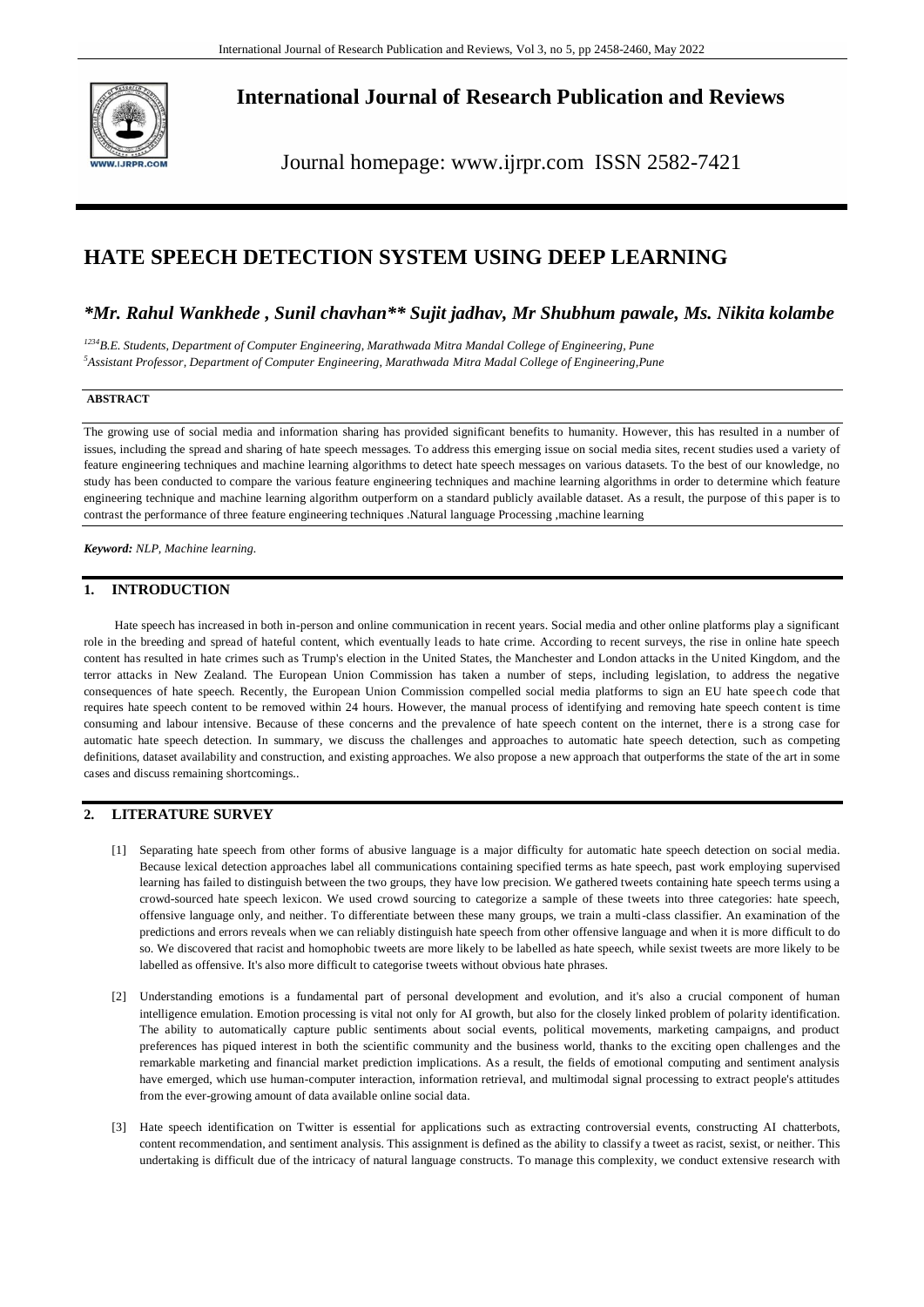# International Journal of Research Publication and Reviews

Journal homepage: www.ijrpr.com ISSN 2582-7421

# HATE SPEECH DETECTION SYSTEM USING DEEP LEARNING

***Mr. Rahul Wankhede , Sunil chavhan** Sujit jadhav, Mr Shubhum pawale, Ms. Nikita kolambe***

*[1234]B.E. Students, Department of Computer Engineering, Marathwada Mitra Mandal College of Engineering, Pune*
*[5]Assistant Professor, Department of Computer Engineering, Marathwada Mitra Madal College of Engineering,Pune*

## ABSTRACT

The growing use of social media and information sharing has provided significant benefits to humanity. However, this has resulted in a number of issues, including the spread and sharing of hate speech messages. To address this emerging issue on social media sites, recent studies used a variety of feature engineering techniques and machine learning algorithms to detect hate speech messages on various datasets. To the best of our knowledge, no study has been conducted to compare the various feature engineering techniques and machine learning algorithms in order to determine which feature engineering technique and machine learning algorithm outperform on a standard publicly available dataset. As a result, the purpose of this paper is to contrast the performance of three feature engineering techniques .Natural language Processing ,machine learning

***Keyword:** NLP, Machine learning.*

## 1. INTRODUCTION

Hate speech has increased in both in-person and online communication in recent years. Social media and other online platforms play a significant role in the breeding and spread of hateful content, which eventually leads to hate crime. According to recent surveys, the rise in online hate speech content has resulted in hate crimes such as Trump's election in the United States, the Manchester and London attacks in the United Kingdom, and the terror attacks in New Zealand. The European Union Commission has taken a number of steps, including legislation, to address the negative consequences of hate speech. Recently, the European Union Commission compelled social media platforms to sign an EU hate speech code that requires hate speech content to be removed within 24 hours. However, the manual process of identifying and removing hate speech content is time consuming and labour intensive. Because of these concerns and the prevalence of hate speech content on the internet, there is a strong case for automatic hate speech detection. In summary, we discuss the challenges and approaches to automatic hate speech detection, such as competing definitions, dataset availability and construction, and existing approaches. We also propose a new approach that outperforms the state of the art in some cases and discuss remaining shortcomings..

## 2. LITERATURE SURVEY

[1] Separating hate speech from other forms of abusive language is a major difficulty for automatic hate speech detection on social media. Because lexical detection approaches label all communications containing specified terms as hate speech, past work employing supervised learning has failed to distinguish between the two groups, they have low precision. We gathered tweets containing hate speech terms using a crowd-sourced hate speech lexicon. We used crowd sourcing to categorize a sample of these tweets into three categories: hate speech, offensive language only, and neither. To differentiate between these many groups, we train a multi-class classifier. An examination of the predictions and errors reveals when we can reliably distinguish hate speech from other offensive language and when it is more difficult to do so. We discovered that racist and homophobic tweets are more likely to be labelled as hate speech, while sexist tweets are more likely to be labelled as offensive. It's also more difficult to categorise tweets without obvious hate phrases.

[2] Understanding emotions is a fundamental part of personal development and evolution, and it's also a crucial component of human intelligence emulation. Emotion processing is vital not only for AI growth, but also for the closely linked problem of polarity identification. The ability to automatically capture public sentiments about social events, political movements, marketing campaigns, and product preferences has piqued interest in both the scientific community and the business world, thanks to the exciting open challenges and the remarkable marketing and financial market prediction implications. As a result, the fields of emotional computing and sentiment analysis have emerged, which use human-computer interaction, information retrieval, and multimodal signal processing to extract people's attitudes from the ever-growing amount of data available online social data.

[3] Hate speech identification on Twitter is essential for applications such as extracting controversial events, constructing AI chatterbots, content recommendation, and sentiment analysis. This assignment is defined as the ability to classify a tweet as racist, sexist, or neither. This undertaking is difficult due of the intricacy of natural language constructs. To manage this complexity, we conduct extensive research with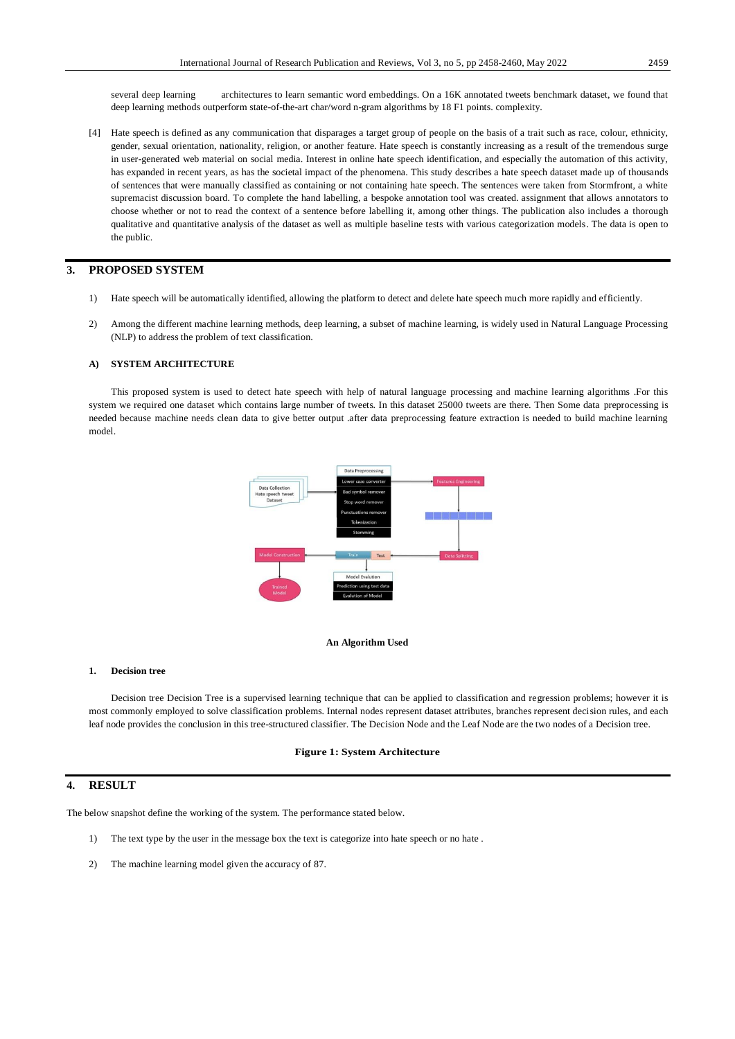several deep learning architectures to learn semantic word embeddings. On a 16K annotated tweets benchmark dataset, we found that deep learning methods outperform state-of-the-art char/word n-gram algorithms by 18 F1 points. complexity.

[4] Hate speech is defined as any communication that disparages a target group of people on the basis of a trait such as race, colour, ethnicity, gender, sexual orientation, nationality, religion, or another feature. Hate speech is constantly increasing as a result of the tremendous surge in user-generated web material on social media. Interest in online hate speech identification, and especially the automation of this activity, has expanded in recent years, as has the societal impact of the phenomena. This study describes a hate speech dataset made up of thousands of sentences that were manually classified as containing or not containing hate speech. The sentences were taken from Stormfront, a white supremacist discussion board. To complete the hand labelling, a bespoke annotation tool was created. assignment that allows annotators to choose whether or not to read the context of a sentence before labelling it, among other things. The publication also includes a thorough qualitative and quantitative analysis of the dataset as well as multiple baseline tests with various categorization models. The data is open to the public.

## 3. PROPOSED SYSTEM

1) Hate speech will be automatically identified, allowing the platform to detect and delete hate speech much more rapidly and efficiently.

2) Among the different machine learning methods, deep learning, a subset of machine learning, is widely used in Natural Language Processing (NLP) to address the problem of text classification.

### A) SYSTEM ARCHITECTURE

This proposed system is used to detect hate speech with help of natural language processing and machine learning algorithms .For this system we required one dataset which contains large number of tweets. In this dataset 25000 tweets are there. Then Some data preprocessing is needed because machine needs clean data to give better output .after data preprocessing feature extraction is needed to build machine learning model.

**An Algorithm Used**

#### 1. Decision tree

Decision tree Decision Tree is a supervised learning technique that can be applied to classification and regression problems; however it is most commonly employed to solve classification problems. Internal nodes represent dataset attributes, branches represent decision rules, and each leaf node provides the conclusion in this tree-structured classifier. The Decision Node and the Leaf Node are the two nodes of a Decision tree.

**Figure 1: System Architecture**

## 4. RESULT

The below snapshot define the working of the system. The performance stated below.

1) The text type by the user in the message box the text is categorize into hate speech or no hate .

2) The machine learning model given the accuracy of 87.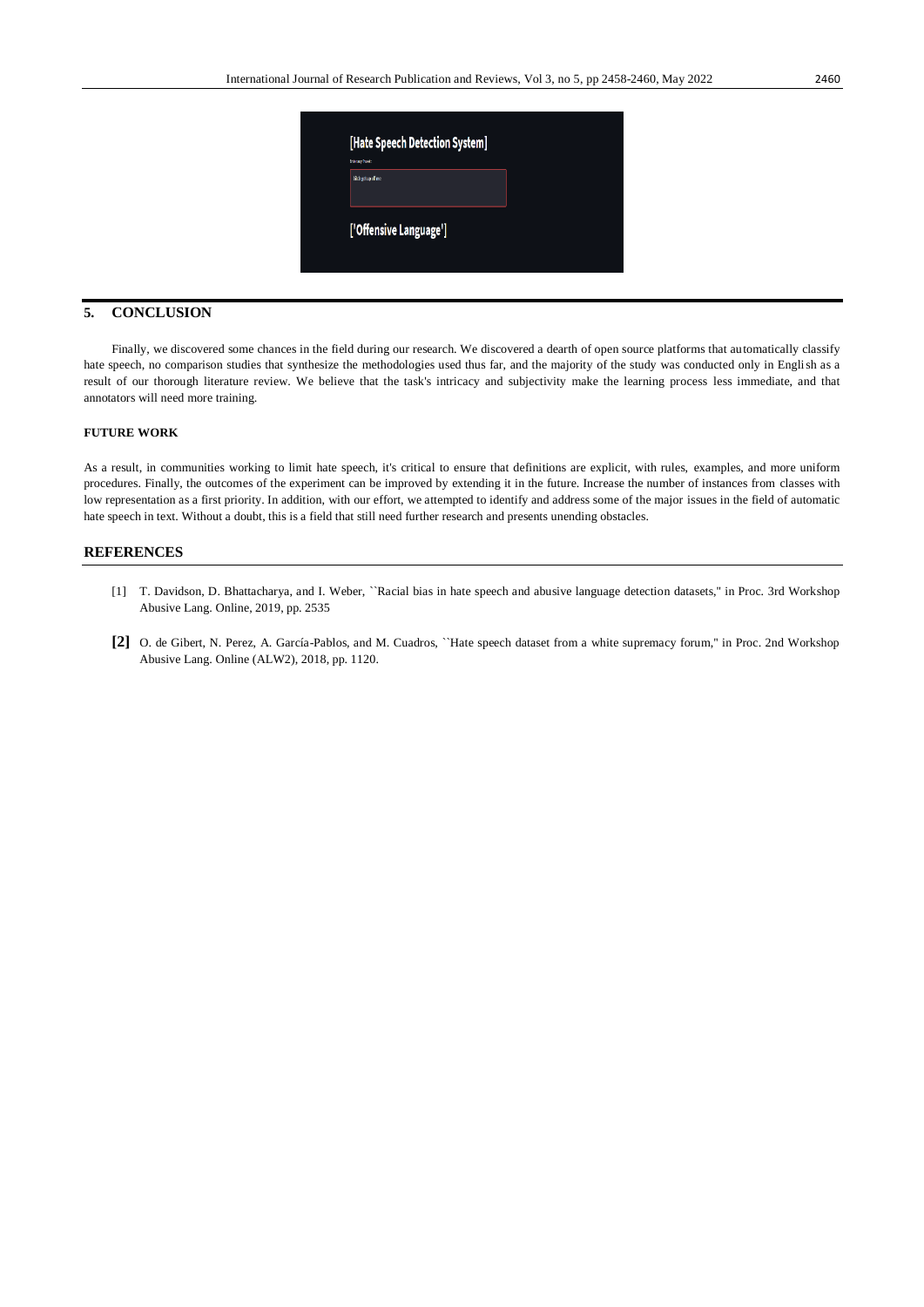[Hate Speech Detection System]

['Offensive Language']

## 5. CONCLUSION

Finally, we discovered some chances in the field during our research. We discovered a dearth of open source platforms that automatically classify hate speech, no comparison studies that synthesize the methodologies used thus far, and the majority of the study was conducted only in English as a result of our thorough literature review. We believe that the task's intricacy and subjectivity make the learning process less immediate, and that annotators will need more training.

### FUTURE WORK

As a result, in communities working to limit hate speech, it's critical to ensure that definitions are explicit, with rules, examples, and more uniform procedures. Finally, the outcomes of the experiment can be improved by extending it in the future. Increase the number of instances from classes with low representation as a first priority. In addition, with our effort, we attempted to identify and address some of the major issues in the field of automatic hate speech in text. Without a doubt, this is a field that still need further research and presents unending obstacles.

## REFERENCES

[1] T. Davidson, D. Bhattacharya, and I. Weber, ``Racial bias in hate speech and abusive language detection datasets,'' in Proc. 3rd Workshop Abusive Lang. Online, 2019, pp. 2535

[2] O. de Gibert, N. Perez, A. García-Pablos, and M. Cuadros, ``Hate speech dataset from a white supremacy forum,'' in Proc. 2nd Workshop Abusive Lang. Online (ALW2), 2018, pp. 1120.